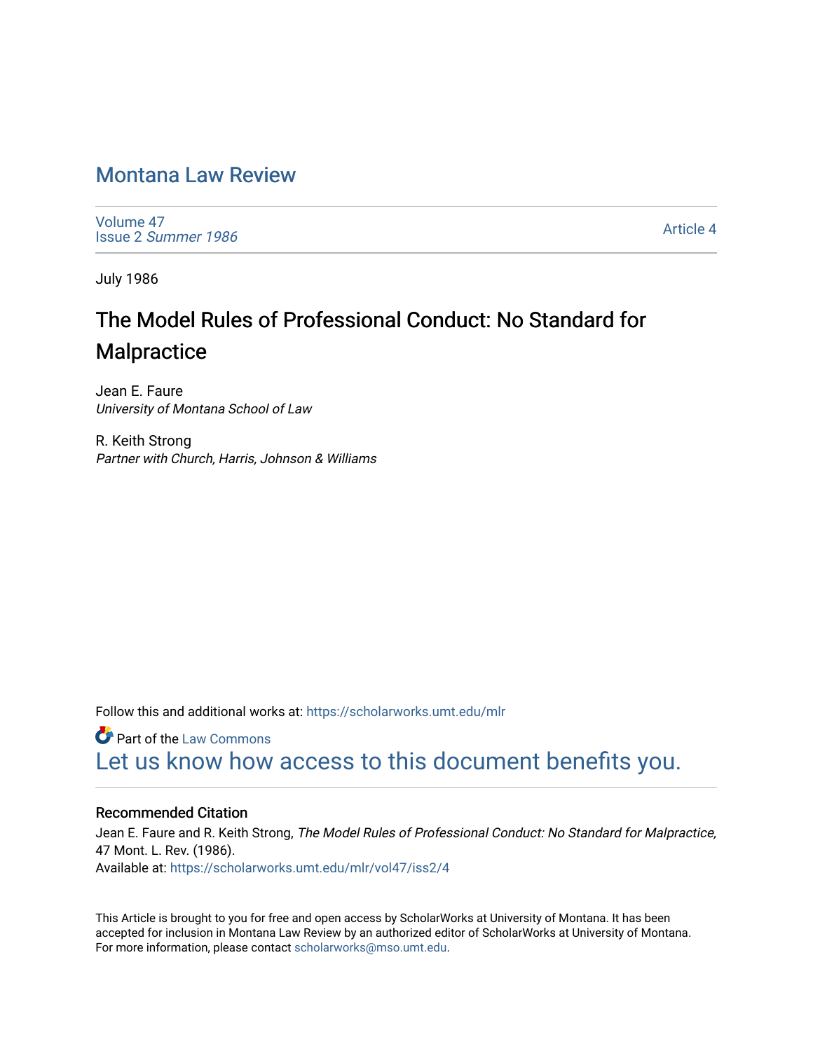# Montana Law Review

Volume 47
Issue 2 *Summer 1986*

Article 4

July 1986

## The Model Rules of Professional Conduct: No Standard for Malpractice

Jean E. Faure
*University of Montana School of Law*

R. Keith Strong
*Partner with Church, Harris, Johnson & Williams*

Follow this and additional works at: https://scholarworks.umt.edu/mlr

Part of the Law Commons

Let us know how access to this document benefits you.

### Recommended Citation

Jean E. Faure and R. Keith Strong, *The Model Rules of Professional Conduct: No Standard for Malpractice,* 47 Mont. L. Rev. (1986).
Available at: https://scholarworks.umt.edu/mlr/vol47/iss2/4

This Article is brought to you for free and open access by ScholarWorks at University of Montana. It has been accepted for inclusion in Montana Law Review by an authorized editor of ScholarWorks at University of Montana. For more information, please contact scholarworks@mso.umt.edu.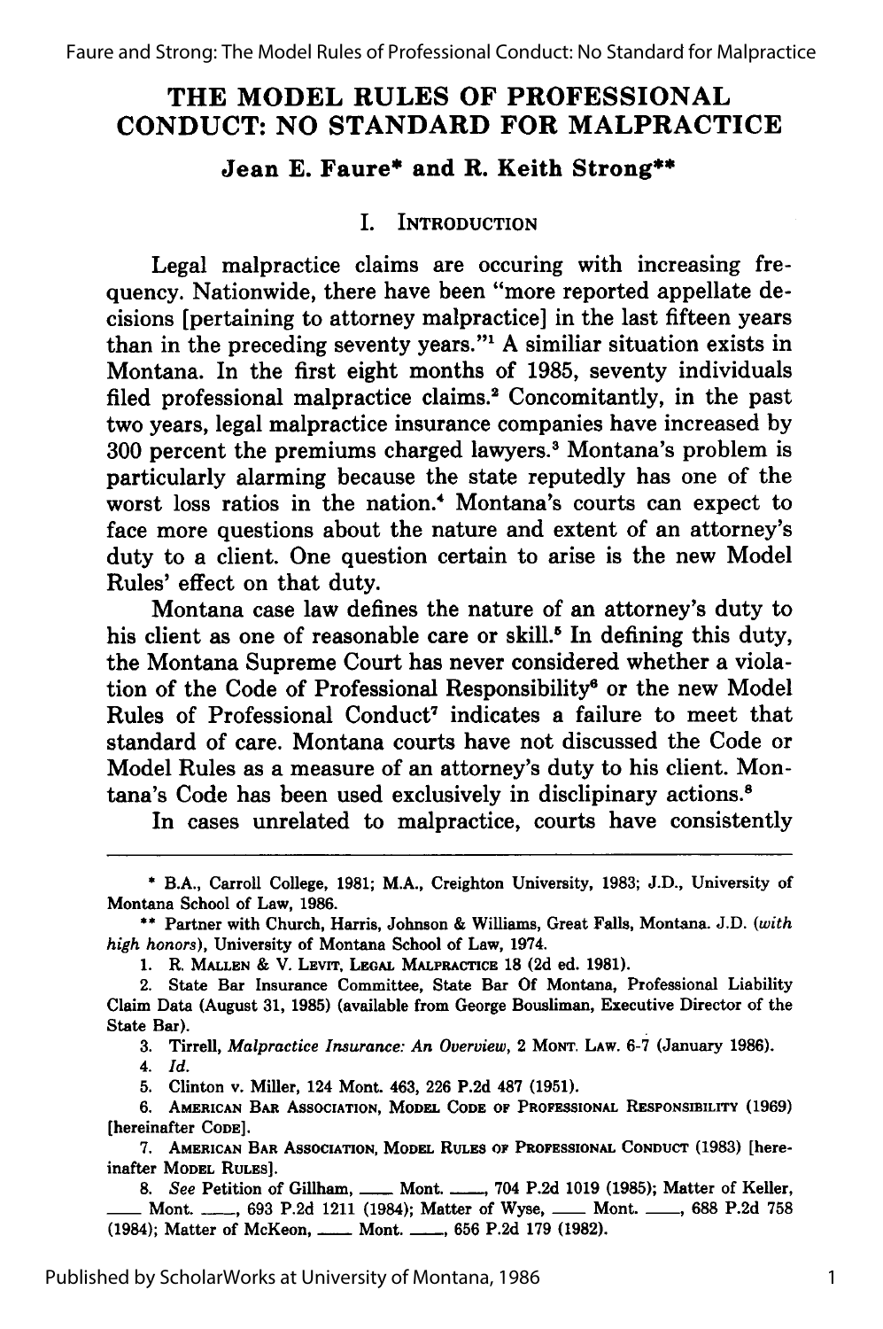# THE MODEL RULES OF PROFESSIONAL CONDUCT: NO STANDARD FOR MALPRACTICE

**Jean E. Faure\* and R. Keith Strong\*\***

## I. Introduction

Legal malpractice claims are occuring with increasing frequency. Nationwide, there have been "more reported appellate decisions [pertaining to attorney malpractice] in the last fifteen years than in the preceding seventy years."[1] A similiar situation exists in Montana. In the first eight months of 1985, seventy individuals filed professional malpractice claims.[2] Concomitantly, in the past two years, legal malpractice insurance companies have increased by 300 percent the premiums charged lawyers.[3] Montana's problem is particularly alarming because the state reputedly has one of the worst loss ratios in the nation.[4] Montana's courts can expect to face more questions about the nature and extent of an attorney's duty to a client. One question certain to arise is the new Model Rules' effect on that duty.

Montana case law defines the nature of an attorney's duty to his client as one of reasonable care or skill.[5] In defining this duty, the Montana Supreme Court has never considered whether a violation of the Code of Professional Responsibility[6] or the new Model Rules of Professional Conduct[7] indicates a failure to meet that standard of care. Montana courts have not discussed the Code or Model Rules as a measure of an attorney's duty to his client. Montana's Code has been used exclusively in disciplinary actions.[8]

In cases unrelated to malpractice, courts have consistently

---

\* B.A., Carroll College, 1981; M.A., Creighton University, 1983; J.D., University of Montana School of Law, 1986.

\*\* Partner with Church, Harris, Johnson & Williams, Great Falls, Montana. J.D. (*with high honors*), University of Montana School of Law, 1974.

1. R. Mallen & V. Levit, Legal Malpractice 18 (2d ed. 1981).

2. State Bar Insurance Committee, State Bar Of Montana, Professional Liability Claim Data (August 31, 1985) (available from George Bousliman, Executive Director of the State Bar).

3. Tirrell, *Malpractice Insurance: An Overview*, 2 Mont. Law. 6-7 (January 1986).

4. *Id.*

5. Clinton v. Miller, 124 Mont. 463, 226 P.2d 487 (1951).

6. American Bar Association, Model Code of Professional Responsibility (1969) [hereinafter Code].

7. American Bar Association, Model Rules of Professional Conduct (1983) [hereinafter Model Rules].

8. *See* Petition of Gillham, \_\_\_ Mont. \_\_\_, 704 P.2d 1019 (1985); Matter of Keller, \_\_\_ Mont. \_\_\_, 693 P.2d 1211 (1984); Matter of Wyse, \_\_\_ Mont. \_\_\_, 688 P.2d 758 (1984); Matter of McKeon, \_\_\_ Mont. \_\_\_, 656 P.2d 179 (1982).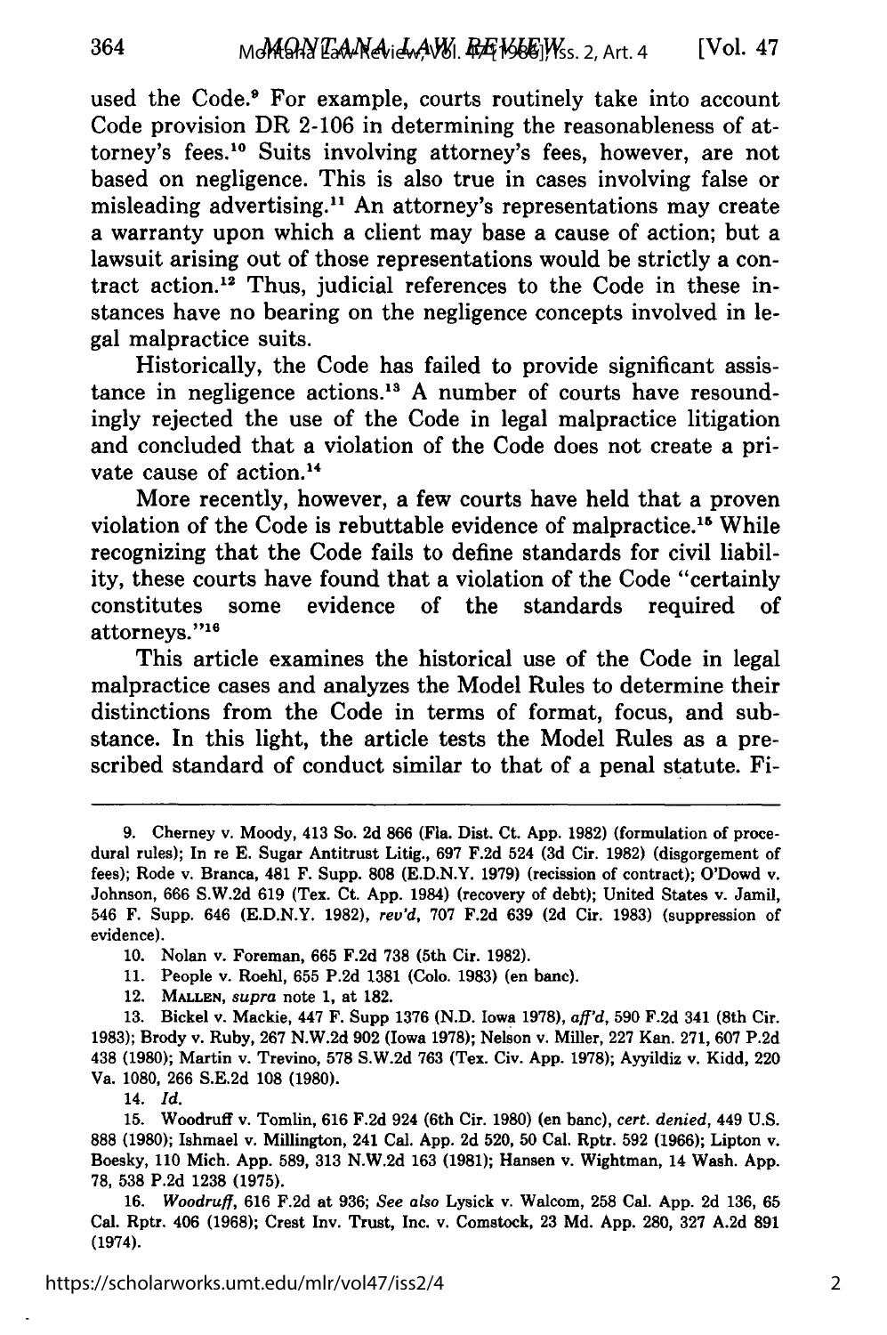used the Code.[9] For example, courts routinely take into account Code provision DR 2-106 in determining the reasonableness of attorney's fees.[10] Suits involving attorney's fees, however, are not based on negligence. This is also true in cases involving false or misleading advertising.[11] An attorney's representations may create a warranty upon which a client may base a cause of action; but a lawsuit arising out of those representations would be strictly a contract action.[12] Thus, judicial references to the Code in these instances have no bearing on the negligence concepts involved in legal malpractice suits.

Historically, the Code has failed to provide significant assistance in negligence actions.[13] A number of courts have resoundingly rejected the use of the Code in legal malpractice litigation and concluded that a violation of the Code does not create a private cause of action.[14]

More recently, however, a few courts have held that a proven violation of the Code is rebuttable evidence of malpractice.[15] While recognizing that the Code fails to define standards for civil liability, these courts have found that a violation of the Code "certainly constitutes some evidence of the standards required of attorneys."[16]

This article examines the historical use of the Code in legal malpractice cases and analyzes the Model Rules to determine their distinctions from the Code in terms of format, focus, and substance. In this light, the article tests the Model Rules as a prescribed standard of conduct similar to that of a penal statute. Fi-

---

9. Cherney v. Moody, 413 So. 2d 866 (Fla. Dist. Ct. App. 1982) (formulation of procedural rules); In re E. Sugar Antitrust Litig., 697 F.2d 524 (3d Cir. 1982) (disgorgement of fees); Rode v. Branca, 481 F. Supp. 808 (E.D.N.Y. 1979) (recission of contract); O'Dowd v. Johnson, 666 S.W.2d 619 (Tex. Ct. App. 1984) (recovery of debt); United States v. Jamil, 546 F. Supp. 646 (E.D.N.Y. 1982), *rev'd*, 707 F.2d 639 (2d Cir. 1983) (suppression of evidence).

10. Nolan v. Foreman, 665 F.2d 738 (5th Cir. 1982).

11. People v. Roehl, 655 P.2d 1381 (Colo. 1983) (en banc).

12. MALLEN, *supra* note 1, at 182.

13. Bickel v. Mackie, 447 F. Supp 1376 (N.D. Iowa 1978), *aff'd*, 590 F.2d 341 (8th Cir. 1983); Brody v. Ruby, 267 N.W.2d 902 (Iowa 1978); Nelson v. Miller, 227 Kan. 271, 607 P.2d 438 (1980); Martin v. Trevino, 578 S.W.2d 763 (Tex. Civ. App. 1978); Ayyildiz v. Kidd, 220 Va. 1080, 266 S.E.2d 108 (1980).

14. *Id.*

15. Woodruff v. Tomlin, 616 F.2d 924 (6th Cir. 1980) (en banc), *cert. denied*, 449 U.S. 888 (1980); Ishmael v. Millington, 241 Cal. App. 2d 520, 50 Cal. Rptr. 592 (1966); Lipton v. Boesky, 110 Mich. App. 589, 313 N.W.2d 163 (1981); Hansen v. Wightman, 14 Wash. App. 78, 538 P.2d 1238 (1975).

16. *Woodruff*, 616 F.2d at 936; *See also* Lysick v. Walcom, 258 Cal. App. 2d 136, 65 Cal. Rptr. 406 (1968); Crest Inv. Trust, Inc. v. Comstock, 23 Md. App. 280, 327 A.2d 891 (1974).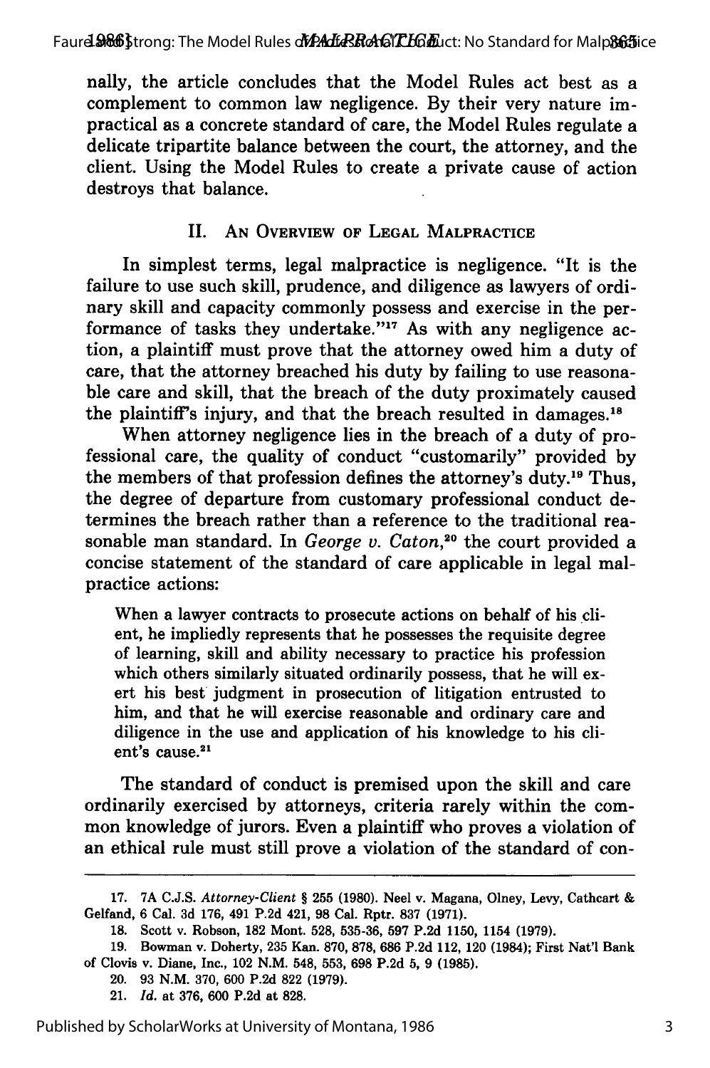nally, the article concludes that the Model Rules act best as a complement to common law negligence. By their very nature impractical as a concrete standard of care, the Model Rules regulate a delicate tripartite balance between the court, the attorney, and the client. Using the Model Rules to create a private cause of action destroys that balance.

## II. An Overview of Legal Malpractice

In simplest terms, legal malpractice is negligence. "It is the failure to use such skill, prudence, and diligence as lawyers of ordinary skill and capacity commonly possess and exercise in the performance of tasks they undertake."[17] As with any negligence action, a plaintiff must prove that the attorney owed him a duty of care, that the attorney breached his duty by failing to use reasonable care and skill, that the breach of the duty proximately caused the plaintiff's injury, and that the breach resulted in damages.[18]

When attorney negligence lies in the breach of a duty of professional care, the quality of conduct "customarily" provided by the members of that profession defines the attorney's duty.[19] Thus, the degree of departure from customary professional conduct determines the breach rather than a reference to the traditional reasonable man standard. In *George v. Caton*,[20] the court provided a concise statement of the standard of care applicable in legal malpractice actions:

> When a lawyer contracts to prosecute actions on behalf of his client, he impliedly represents that he possesses the requisite degree of learning, skill and ability necessary to practice his profession which others similarly situated ordinarily possess, that he will exert his best judgment in prosecution of litigation entrusted to him, and that he will exercise reasonable and ordinary care and diligence in the use and application of his knowledge to his client's cause.[21]

The standard of conduct is premised upon the skill and care ordinarily exercised by attorneys, criteria rarely within the common knowledge of jurors. Even a plaintiff who proves a violation of an ethical rule must still prove a violation of the standard of con-

---

17. 7A C.J.S. *Attorney-Client* § 255 (1980). Neel v. Magana, Olney, Levy, Cathcart & Gelfand, 6 Cal. 3d 176, 491 P.2d 421, 98 Cal. Rptr. 837 (1971).

18. Scott v. Robson, 182 Mont. 528, 535-36, 597 P.2d 1150, 1154 (1979).

19. Bowman v. Doherty, 235 Kan. 870, 878, 686 P.2d 112, 120 (1984); First Nat'l Bank of Clovis v. Diane, Inc., 102 N.M. 548, 553, 698 P.2d 5, 9 (1985).

20. 93 N.M. 370, 600 P.2d 822 (1979).

21. *Id.* at 376, 600 P.2d at 828.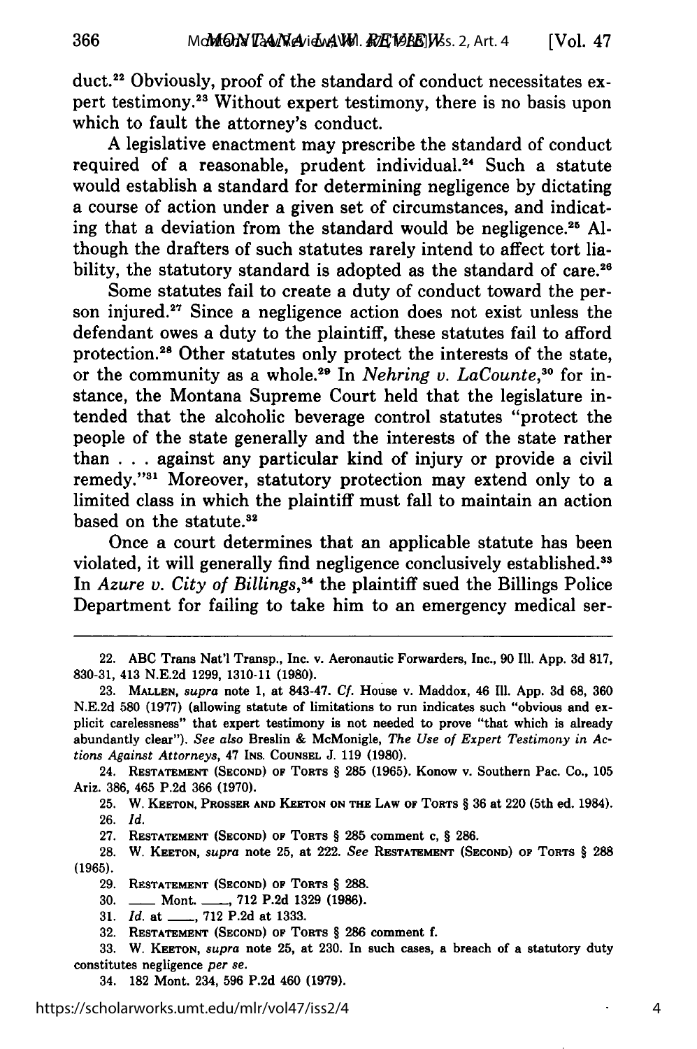duct.[22] Obviously, proof of the standard of conduct necessitates expert testimony.[23] Without expert testimony, there is no basis upon which to fault the attorney's conduct.

A legislative enactment may prescribe the standard of conduct required of a reasonable, prudent individual.[24] Such a statute would establish a standard for determining negligence by dictating a course of action under a given set of circumstances, and indicating that a deviation from the standard would be negligence.[25] Although the drafters of such statutes rarely intend to affect tort liability, the statutory standard is adopted as the standard of care.[26]

Some statutes fail to create a duty of conduct toward the person injured.[27] Since a negligence action does not exist unless the defendant owes a duty to the plaintiff, these statutes fail to afford protection.[28] Other statutes only protect the interests of the state, or the community as a whole.[29] In *Nehring v. LaCounte*,[30] for instance, the Montana Supreme Court held that the legislature intended that the alcoholic beverage control statutes "protect the people of the state generally and the interests of the state rather than . . . against any particular kind of injury or provide a civil remedy."[31] Moreover, statutory protection may extend only to a limited class in which the plaintiff must fall to maintain an action based on the statute.[32]

Once a court determines that an applicable statute has been violated, it will generally find negligence conclusively established.[33] In *Azure v. City of Billings*,[34] the plaintiff sued the Billings Police Department for failing to take him to an emergency medical ser-

---

22. ABC Trans Nat'l Transp., Inc. v. Aeronautic Forwarders, Inc., 90 Ill. App. 3d 817, 830-31, 413 N.E.2d 1299, 1310-11 (1980).

23. MALLEN, *supra* note 1, at 843-47. *Cf.* House v. Maddox, 46 Ill. App. 3d 68, 360 N.E.2d 580 (1977) (allowing statute of limitations to run indicates such "obvious and explicit carelessness" that expert testimony is not needed to prove "that which is already abundantly clear"). *See also* Breslin & McMonigle, *The Use of Expert Testimony in Actions Against Attorneys*, 47 INS. COUNSEL J. 119 (1980).

24. RESTATEMENT (SECOND) OF TORTS § 285 (1965). Konow v. Southern Pac. Co., 105 Ariz. 386, 465 P.2d 366 (1970).

25. W. KEETON, PROSSER AND KEETON ON THE LAW OF TORTS § 36 at 220 (5th ed. 1984).

26. *Id.*

27. RESTATEMENT (SECOND) OF TORTS § 285 comment c, § 286.

28. W. KEETON, *supra* note 25, at 222. *See* RESTATEMENT (SECOND) OF TORTS § 288 (1965).

29. RESTATEMENT (SECOND) OF TORTS § 288.

30. ___ Mont. ___, 712 P.2d 1329 (1986).

31. *Id.* at ___, 712 P.2d at 1333.

32. RESTATEMENT (SECOND) OF TORTS § 286 comment f.

33. W. KEETON, *supra* note 25, at 230. In such cases, a breach of a statutory duty constitutes negligence *per se*.

34. 182 Mont. 234, 596 P.2d 460 (1979).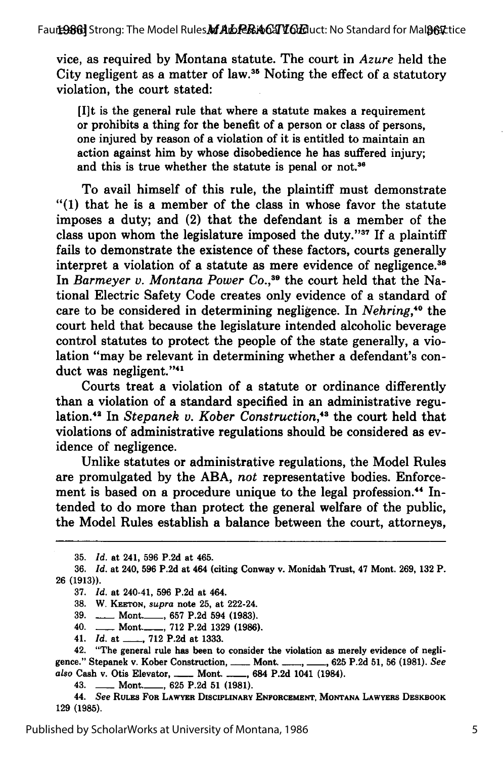vice, as required by Montana statute. The court in *Azure* held the City negligent as a matter of law.[35] Noting the effect of a statutory violation, the court stated:

> [I]t is the general rule that where a statute makes a requirement or prohibits a thing for the benefit of a person or class of persons, one injured by reason of a violation of it is entitled to maintain an action against him by whose disobedience he has suffered injury; and this is true whether the statute is penal or not.[36]

To avail himself of this rule, the plaintiff must demonstrate "(1) that he is a member of the class in whose favor the statute imposes a duty; and (2) that the defendant is a member of the class upon whom the legislature imposed the duty."[37] If a plaintiff fails to demonstrate the existence of these factors, courts generally interpret a violation of a statute as mere evidence of negligence.[38] In *Barmeyer v. Montana Power Co.*,[39] the court held that the National Electric Safety Code creates only evidence of a standard of care to be considered in determining negligence. In *Nehring*,[40] the court held that because the legislature intended alcoholic beverage control statutes to protect the people of the state generally, a violation "may be relevant in determining whether a defendant's conduct was negligent."[41]

Courts treat a violation of a statute or ordinance differently than a violation of a standard specified in an administrative regulation.[42] In *Stepanek v. Kober Construction*,[43] the court held that violations of administrative regulations should be considered as evidence of negligence.

Unlike statutes or administrative regulations, the Model Rules are promulgated by the ABA, *not* representative bodies. Enforcement is based on a procedure unique to the legal profession.[44] Intended to do more than protect the general welfare of the public, the Model Rules establish a balance between the court, attorneys,

---

35. *Id.* at 241, 596 P.2d at 465.

36. *Id.* at 240, 596 P.2d at 464 (citing Conway v. Monidah Trust, 47 Mont. 269, 132 P. 26 (1913)).

37. *Id.* at 240-41, 596 P.2d at 464.

38. W. KEETON, *supra* note 25, at 222-24.

39. \_\_\_ Mont.\_\_\_, 657 P.2d 594 (1983).

40. \_\_\_ Mont.\_\_\_, 712 P.2d 1329 (1986).

41. *Id.* at \_\_\_, 712 P.2d at 1333.

42. "The general rule has been to consider the violation as merely evidence of negligence." Stepanek v. Kober Construction, \_\_\_ Mont. \_\_\_, \_\_\_, 625 P.2d 51, 56 (1981). *See also* Cash v. Otis Elevator, \_\_\_ Mont. \_\_\_, 684 P.2d 1041 (1984).

43. \_\_\_ Mont.\_\_\_, 625 P.2d 51 (1981).

44. *See* RULES FOR LAWYER DISCIPLINARY ENFORCEMENT, MONTANA LAWYERS DESKBOOK 129 (1985).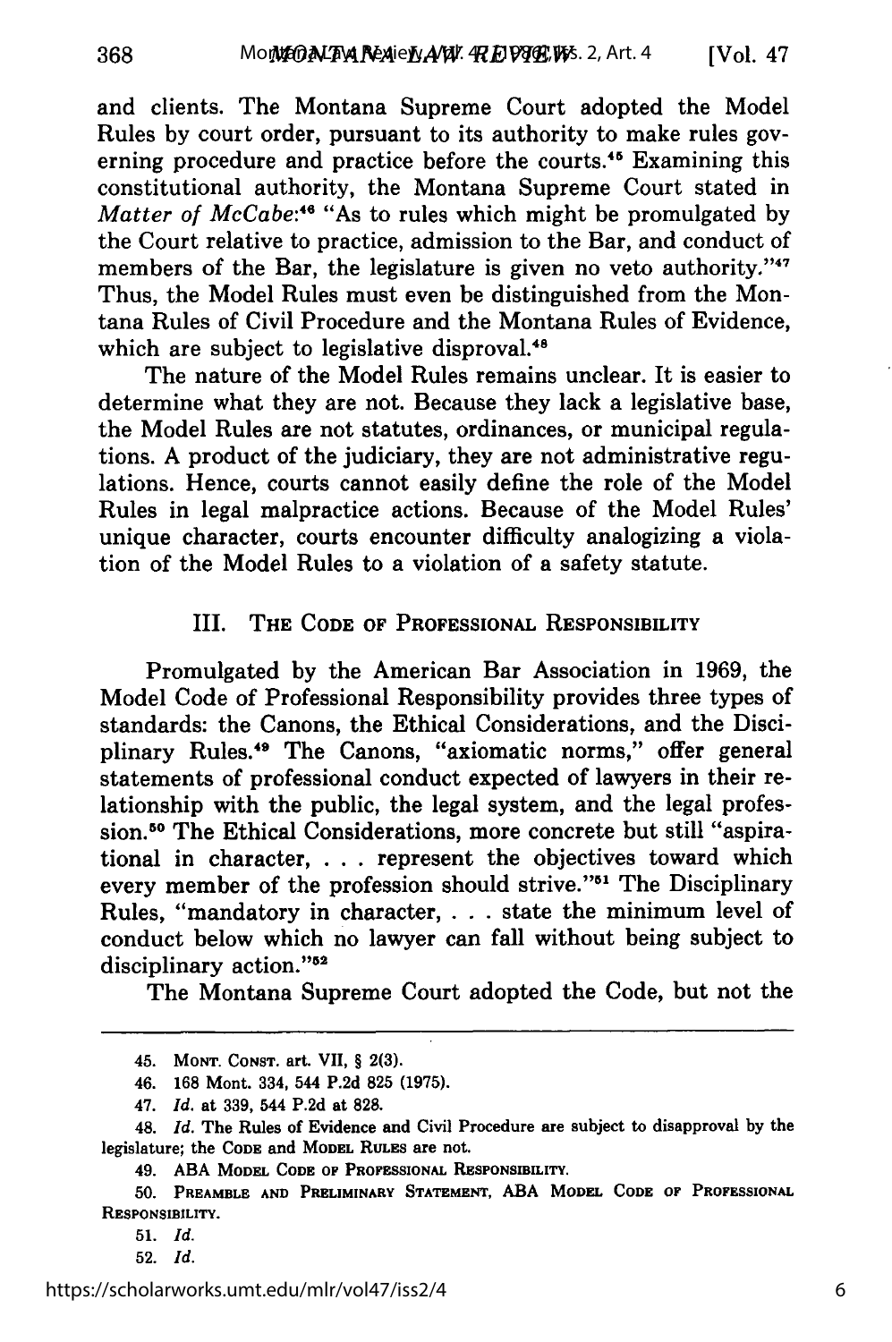and clients. The Montana Supreme Court adopted the Model Rules by court order, pursuant to its authority to make rules governing procedure and practice before the courts.[45] Examining this constitutional authority, the Montana Supreme Court stated in *Matter of McCabe*:[46] "As to rules which might be promulgated by the Court relative to practice, admission to the Bar, and conduct of members of the Bar, the legislature is given no veto authority."[47] Thus, the Model Rules must even be distinguished from the Montana Rules of Civil Procedure and the Montana Rules of Evidence, which are subject to legislative disproval.[48]

The nature of the Model Rules remains unclear. It is easier to determine what they are not. Because they lack a legislative base, the Model Rules are not statutes, ordinances, or municipal regulations. A product of the judiciary, they are not administrative regulations. Hence, courts cannot easily define the role of the Model Rules in legal malpractice actions. Because of the Model Rules' unique character, courts encounter difficulty analogizing a violation of the Model Rules to a violation of a safety statute.

## III. THE CODE OF PROFESSIONAL RESPONSIBILITY

Promulgated by the American Bar Association in 1969, the Model Code of Professional Responsibility provides three types of standards: the Canons, the Ethical Considerations, and the Disciplinary Rules.[49] The Canons, "axiomatic norms," offer general statements of professional conduct expected of lawyers in their relationship with the public, the legal system, and the legal profession.[50] The Ethical Considerations, more concrete but still "aspirational in character, . . . represent the objectives toward which every member of the profession should strive."[51] The Disciplinary Rules, "mandatory in character, . . . state the minimum level of conduct below which no lawyer can fall without being subject to disciplinary action."[52]

The Montana Supreme Court adopted the Code, but not the

---

45. MONT. CONST. art. VII, § 2(3).

46. 168 Mont. 334, 544 P.2d 825 (1975).

47. *Id.* at 339, 544 P.2d at 828.

48. *Id.* The Rules of Evidence and Civil Procedure are subject to disapproval by the legislature; the CODE and MODEL RULES are not.

49. ABA MODEL CODE OF PROFESSIONAL RESPONSIBILITY.

50. PREAMBLE AND PRELIMINARY STATEMENT, ABA MODEL CODE OF PROFESSIONAL RESPONSIBILITY.

51. *Id.*

52. *Id.*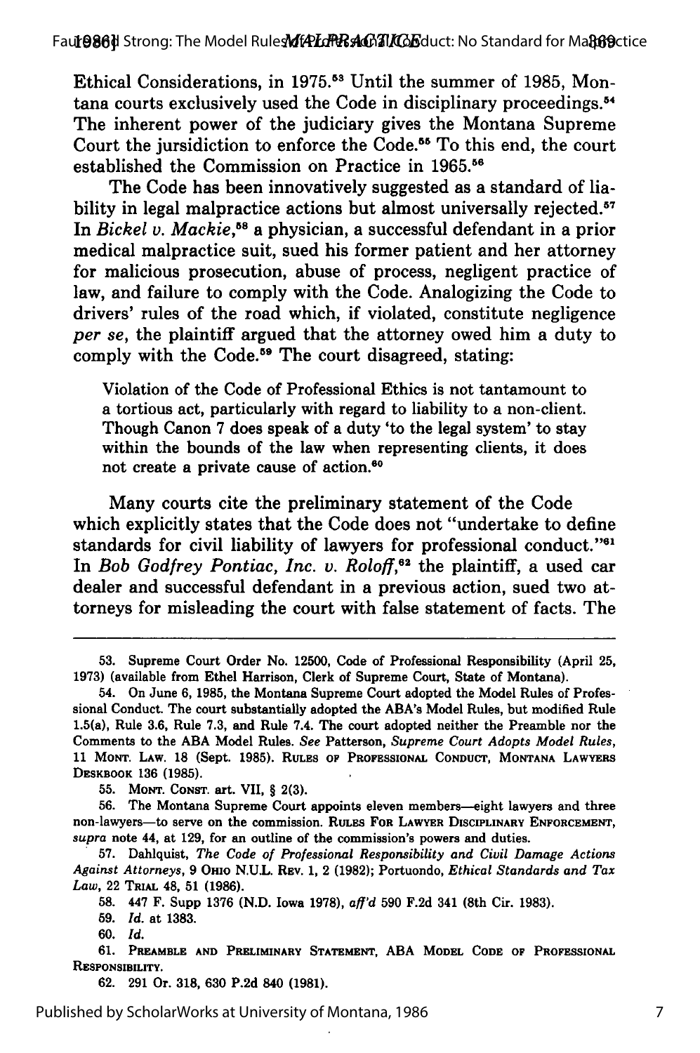Ethical Considerations, in 1975.[53] Until the summer of 1985, Montana courts exclusively used the Code in disciplinary proceedings.[54] The inherent power of the judiciary gives the Montana Supreme Court the jursidiction to enforce the Code.[55] To this end, the court established the Commission on Practice in 1965.[56]

The Code has been innovatively suggested as a standard of liability in legal malpractice actions but almost universally rejected.[57] In *Bickel v. Mackie*,[58] a physician, a successful defendant in a prior medical malpractice suit, sued his former patient and her attorney for malicious prosecution, abuse of process, negligent practice of law, and failure to comply with the Code. Analogizing the Code to drivers' rules of the road which, if violated, constitute negligence *per se*, the plaintiff argued that the attorney owed him a duty to comply with the Code.[59] The court disagreed, stating:

> Violation of the Code of Professional Ethics is not tantamount to a tortious act, particularly with regard to liability to a non-client. Though Canon 7 does speak of a duty 'to the legal system' to stay within the bounds of the law when representing clients, it does not create a private cause of action.[60]

Many courts cite the preliminary statement of the Code which explicitly states that the Code does not "undertake to define standards for civil liability of lawyers for professional conduct."[61] In *Bob Godfrey Pontiac, Inc. v. Roloff*,[62] the plaintiff, a used car dealer and successful defendant in a previous action, sued two attorneys for misleading the court with false statement of facts. The

---

53. Supreme Court Order No. 12500, Code of Professional Responsibility (April 25, 1973) (available from Ethel Harrison, Clerk of Supreme Court, State of Montana).

54. On June 6, 1985, the Montana Supreme Court adopted the Model Rules of Professional Conduct. The court substantially adopted the ABA's Model Rules, but modified Rule 1.5(a), Rule 3.6, Rule 7.3, and Rule 7.4. The court adopted neither the Preamble nor the Comments to the ABA Model Rules. *See* Patterson, *Supreme Court Adopts Model Rules*, 11 MONT. LAW. 18 (Sept. 1985). RULES OF PROFESSIONAL CONDUCT, MONTANA LAWYERS DESKBOOK 136 (1985).

55. MONT. CONST. art. VII, § 2(3).

56. The Montana Supreme Court appoints eleven members—eight lawyers and three non-lawyers—to serve on the commission. RULES FOR LAWYER DISCIPLINARY ENFORCEMENT, *supra* note 44, at 129, for an outline of the commission's powers and duties.

57. Dahlquist, *The Code of Professional Responsibility and Civil Damage Actions Against Attorneys*, 9 OHIO N.U.L. REV. 1, 2 (1982); Portuondo, *Ethical Standards and Tax Law*, 22 TRIAL 48, 51 (1986).

58. 447 F. Supp 1376 (N.D. Iowa 1978), *aff'd* 590 F.2d 341 (8th Cir. 1983).

59. *Id.* at 1383.

60. *Id.*

61. PREAMBLE AND PRELIMINARY STATEMENT, ABA MODEL CODE OF PROFESSIONAL RESPONSIBILITY.

62. 291 Or. 318, 630 P.2d 840 (1981).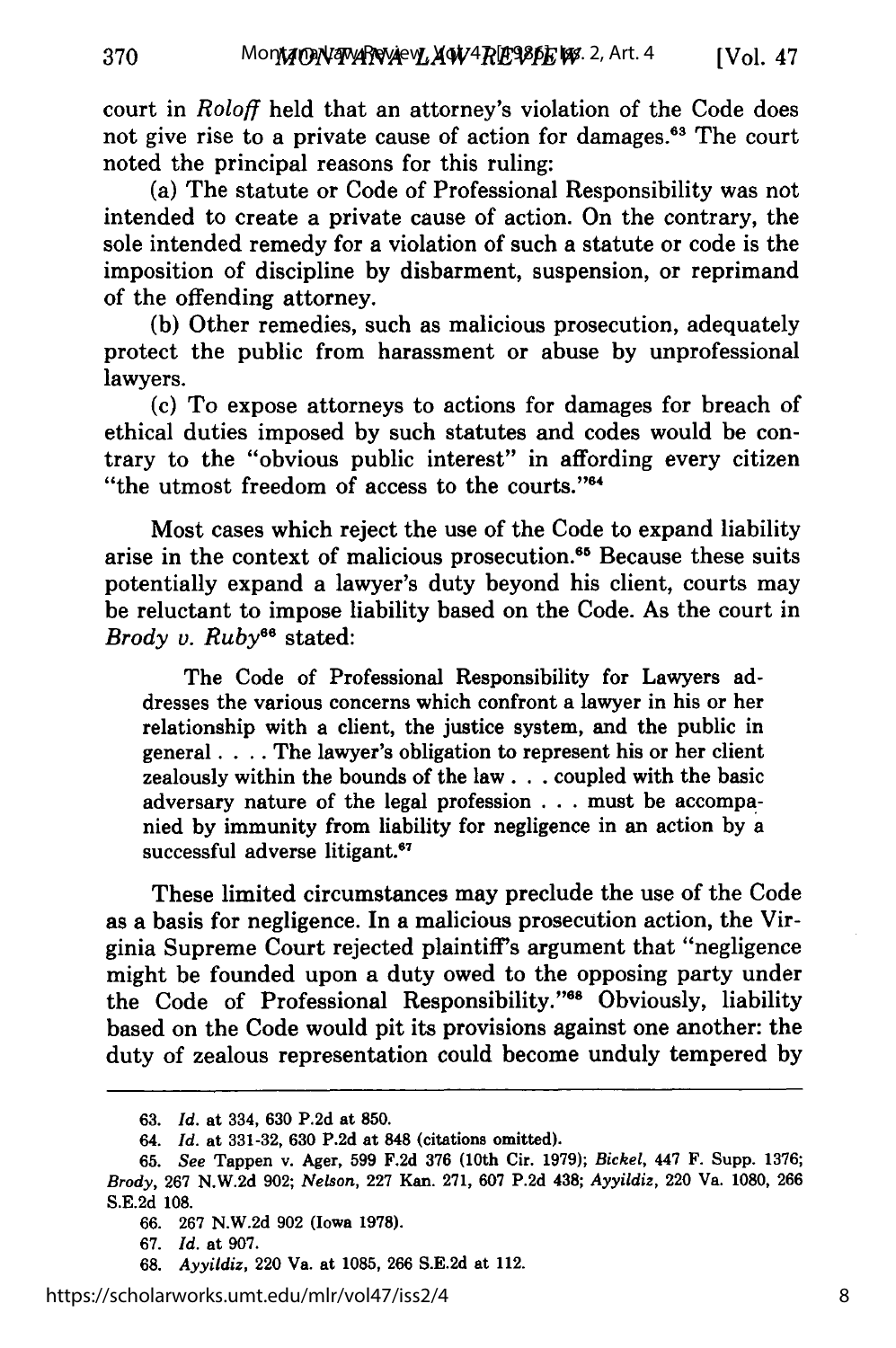court in *Roloff* held that an attorney's violation of the Code does not give rise to a private cause of action for damages.[63] The court noted the principal reasons for this ruling:

(a) The statute or Code of Professional Responsibility was not intended to create a private cause of action. On the contrary, the sole intended remedy for a violation of such a statute or code is the imposition of discipline by disbarment, suspension, or reprimand of the offending attorney.

(b) Other remedies, such as malicious prosecution, adequately protect the public from harassment or abuse by unprofessional lawyers.

(c) To expose attorneys to actions for damages for breach of ethical duties imposed by such statutes and codes would be contrary to the "obvious public interest" in affording every citizen "the utmost freedom of access to the courts."[64]

Most cases which reject the use of the Code to expand liability arise in the context of malicious prosecution.[65] Because these suits potentially expand a lawyer's duty beyond his client, courts may be reluctant to impose liability based on the Code. As the court in *Brody v. Ruby*[66] stated:

> The Code of Professional Responsibility for Lawyers addresses the various concerns which confront a lawyer in his or her relationship with a client, the justice system, and the public in general . . . . The lawyer's obligation to represent his or her client zealously within the bounds of the law . . . coupled with the basic adversary nature of the legal profession . . . must be accompanied by immunity from liability for negligence in an action by a successful adverse litigant.[67]

These limited circumstances may preclude the use of the Code as a basis for negligence. In a malicious prosecution action, the Virginia Supreme Court rejected plaintiff's argument that "negligence might be founded upon a duty owed to the opposing party under the Code of Professional Responsibility."[68] Obviously, liability based on the Code would pit its provisions against one another: the duty of zealous representation could become unduly tempered by

---

63. *Id.* at 334, 630 P.2d at 850.

64. *Id.* at 331-32, 630 P.2d at 848 (citations omitted).

65. *See* Tappen v. Ager, 599 F.2d 376 (10th Cir. 1979); *Bickel*, 447 F. Supp. 1376; *Brody*, 267 N.W.2d 902; *Nelson*, 227 Kan. 271, 607 P.2d 438; *Ayyildiz*, 220 Va. 1080, 266 S.E.2d 108.

66. 267 N.W.2d 902 (Iowa 1978).

67. *Id.* at 907.

68. *Ayyildiz*, 220 Va. at 1085, 266 S.E.2d at 112.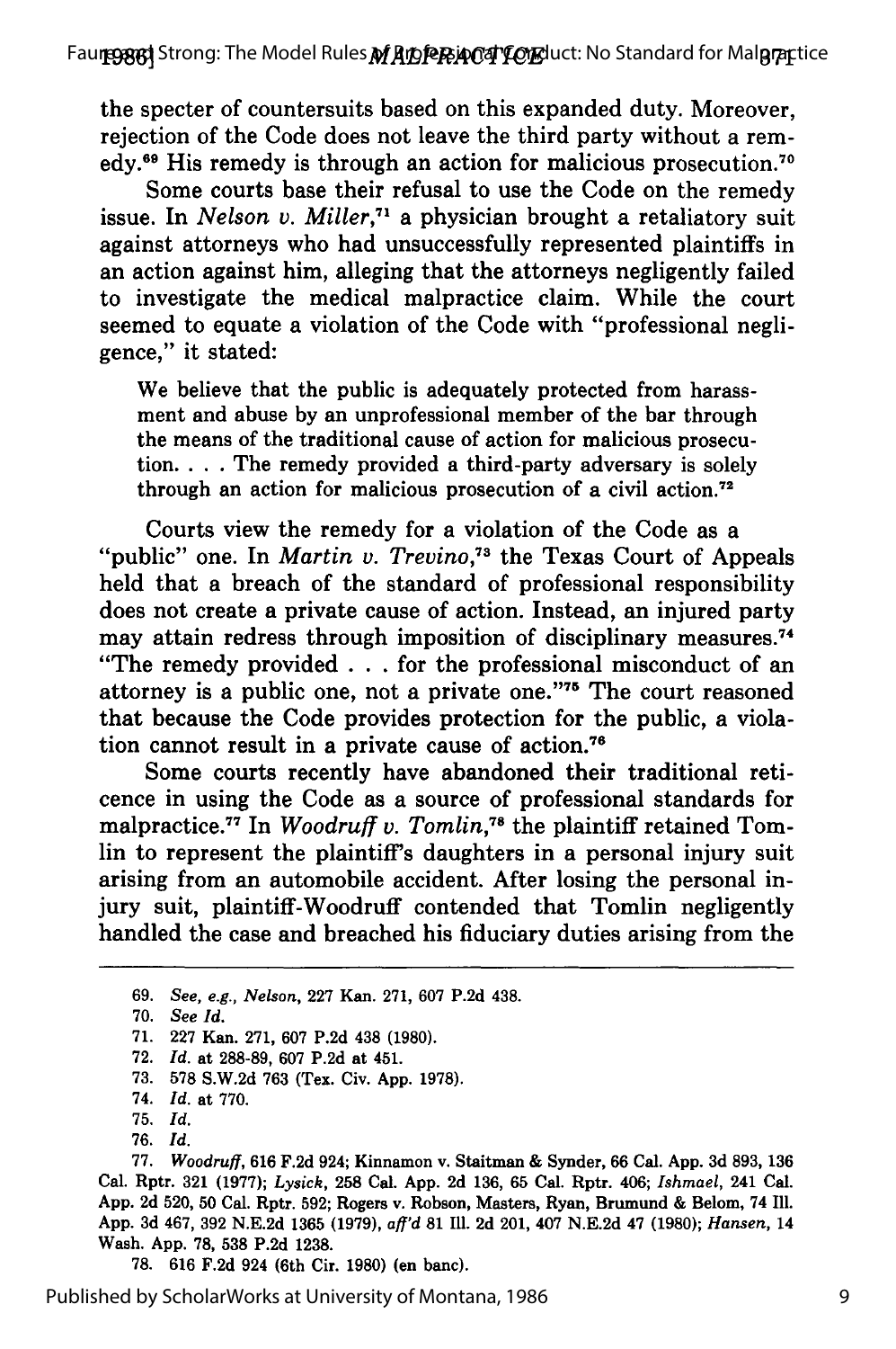the specter of countersuits based on this expanded duty. Moreover, rejection of the Code does not leave the third party without a remedy.[69] His remedy is through an action for malicious prosecution.[70]

Some courts base their refusal to use the Code on the remedy issue. In *Nelson v. Miller*,[71] a physician brought a retaliatory suit against attorneys who had unsuccessfully represented plaintiffs in an action against him, alleging that the attorneys negligently failed to investigate the medical malpractice claim. While the court seemed to equate a violation of the Code with "professional negligence," it stated:

> We believe that the public is adequately protected from harassment and abuse by an unprofessional member of the bar through the means of the traditional cause of action for malicious prosecution. . . . The remedy provided a third-party adversary is solely through an action for malicious prosecution of a civil action.[72]

Courts view the remedy for a violation of the Code as a "public" one. In *Martin v. Trevino*,[73] the Texas Court of Appeals held that a breach of the standard of professional responsibility does not create a private cause of action. Instead, an injured party may attain redress through imposition of disciplinary measures.[74] "The remedy provided . . . for the professional misconduct of an attorney is a public one, not a private one."[75] The court reasoned that because the Code provides protection for the public, a violation cannot result in a private cause of action.[76]

Some courts recently have abandoned their traditional reticence in using the Code as a source of professional standards for malpractice.[77] In *Woodruff v. Tomlin*,[78] the plaintiff retained Tomlin to represent the plaintiff's daughters in a personal injury suit arising from an automobile accident. After losing the personal injury suit, plaintiff-Woodruff contended that Tomlin negligently handled the case and breached his fiduciary duties arising from the

---

69. *See, e.g., Nelson*, 227 Kan. 271, 607 P.2d 438.

70. *See Id.*

71. 227 Kan. 271, 607 P.2d 438 (1980).

72. *Id.* at 288-89, 607 P.2d at 451.

73. 578 S.W.2d 763 (Tex. Civ. App. 1978).

74. *Id.* at 770.

75. *Id.*

76. *Id.*

77. *Woodruff*, 616 F.2d 924; Kinnamon v. Staitman & Synder, 66 Cal. App. 3d 893, 136 Cal. Rptr. 321 (1977); *Lysick*, 258 Cal. App. 2d 136, 65 Cal. Rptr. 406; *Ishmael*, 241 Cal. App. 2d 520, 50 Cal. Rptr. 592; Rogers v. Robson, Masters, Ryan, Brumund & Belom, 74 Ill. App. 3d 467, 392 N.E.2d 1365 (1979), *aff'd* 81 Ill. 2d 201, 407 N.E.2d 47 (1980); *Hansen*, 14 Wash. App. 78, 538 P.2d 1238.

78. 616 F.2d 924 (6th Cir. 1980) (en banc).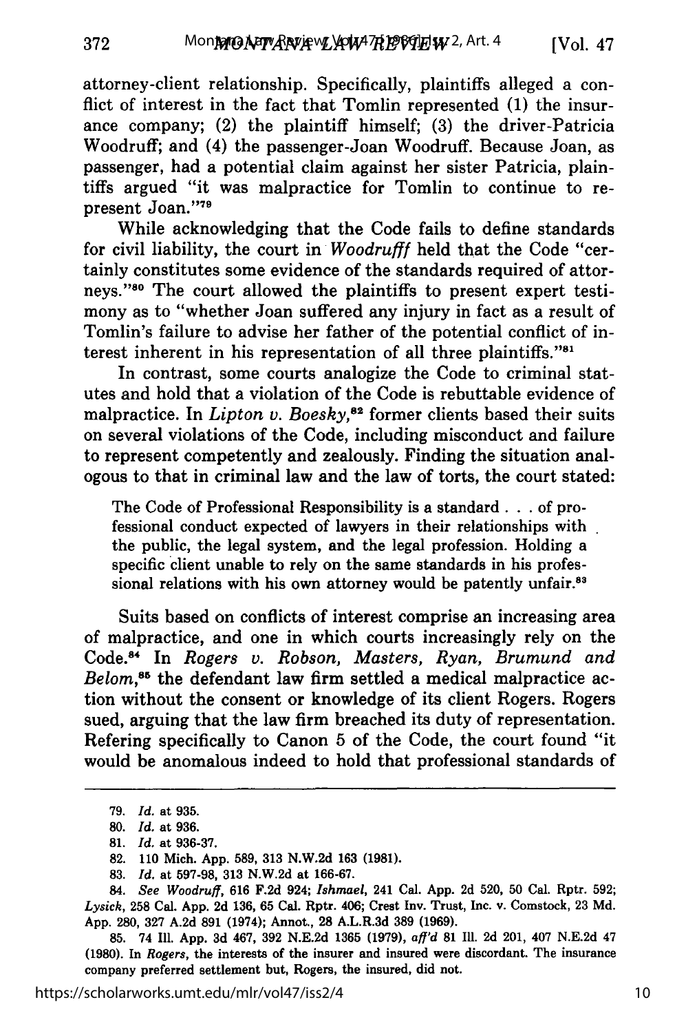attorney-client relationship. Specifically, plaintiffs alleged a conflict of interest in the fact that Tomlin represented (1) the insurance company; (2) the plaintiff himself; (3) the driver-Patricia Woodruff; and (4) the passenger-Joan Woodruff. Because Joan, as passenger, had a potential claim against her sister Patricia, plaintiffs argued "it was malpractice for Tomlin to continue to represent Joan."[79]

While acknowledging that the Code fails to define standards for civil liability, the court in *Woodrufff* held that the Code "certainly constitutes some evidence of the standards required of attorneys."[80] The court allowed the plaintiffs to present expert testimony as to "whether Joan suffered any injury in fact as a result of Tomlin's failure to advise her father of the potential conflict of interest inherent in his representation of all three plaintiffs."[81]

In contrast, some courts analogize the Code to criminal statutes and hold that a violation of the Code is rebuttable evidence of malpractice. In *Lipton v. Boesky*,[82] former clients based their suits on several violations of the Code, including misconduct and failure to represent competently and zealously. Finding the situation analogous to that in criminal law and the law of torts, the court stated:

> The Code of Professional Responsibility is a standard . . . of professional conduct expected of lawyers in their relationships with the public, the legal system, and the legal profession. Holding a specific client unable to rely on the same standards in his professional relations with his own attorney would be patently unfair.[83]

Suits based on conflicts of interest comprise an increasing area of malpractice, and one in which courts increasingly rely on the Code.[84] In *Rogers v. Robson, Masters, Ryan, Brumund and Belom*,[85] the defendant law firm settled a medical malpractice action without the consent or knowledge of its client Rogers. Rogers sued, arguing that the law firm breached its duty of representation. Refering specifically to Canon 5 of the Code, the court found "it would be anomalous indeed to hold that professional standards of

---

79. *Id.* at 935.

80. *Id.* at 936.

81. *Id.* at 936-37.

82. 110 Mich. App. 589, 313 N.W.2d 163 (1981).

83. *Id.* at 597-98, 313 N.W.2d at 166-67.

84. *See Woodruff*, 616 F.2d 924; *Ishmael*, 241 Cal. App. 2d 520, 50 Cal. Rptr. 592; *Lysick*, 258 Cal. App. 2d 136, 65 Cal. Rptr. 406; Crest Inv. Trust, Inc. v. Comstock, 23 Md. App. 280, 327 A.2d 891 (1974); Annot., 28 A.L.R.3d 389 (1969).

85. 74 Ill. App. 3d 467, 392 N.E.2d 1365 (1979), *aff'd* 81 Ill. 2d 201, 407 N.E.2d 47 (1980). In *Rogers*, the interests of the insurer and insured were discordant. The insurance company preferred settlement but, Rogers, the insured, did not.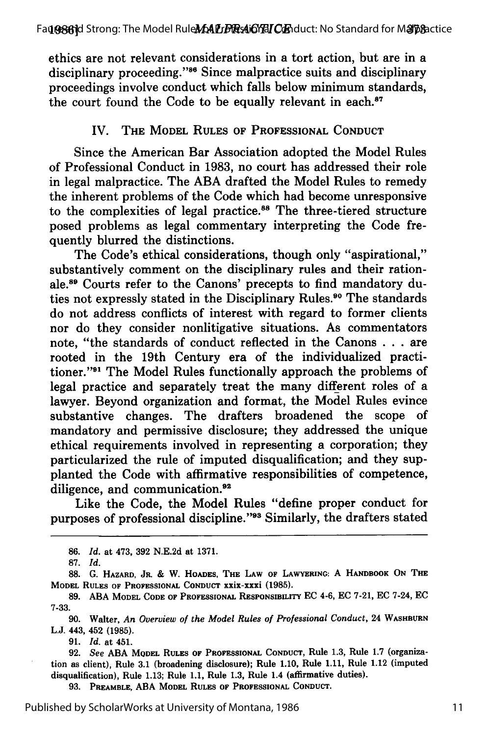ethics are not relevant considerations in a tort action, but are in a disciplinary proceeding."[86] Since malpractice suits and disciplinary proceedings involve conduct which falls below minimum standards, the court found the Code to be equally relevant in each.[87]

## IV. The Model Rules of Professional Conduct

Since the American Bar Association adopted the Model Rules of Professional Conduct in 1983, no court has addressed their role in legal malpractice. The ABA drafted the Model Rules to remedy the inherent problems of the Code which had become unresponsive to the complexities of legal practice.[88] The three-tiered structure posed problems as legal commentary interpreting the Code frequently blurred the distinctions.

The Code's ethical considerations, though only "aspirational," substantively comment on the disciplinary rules and their rationale.[89] Courts refer to the Canons' precepts to find mandatory duties not expressly stated in the Disciplinary Rules.[90] The standards do not address conflicts of interest with regard to former clients nor do they consider nonlitigative situations. As commentators note, "the standards of conduct reflected in the Canons . . . are rooted in the 19th Century era of the individualized practitioner."[91] The Model Rules functionally approach the problems of legal practice and separately treat the many different roles of a lawyer. Beyond organization and format, the Model Rules evince substantive changes. The drafters broadened the scope of mandatory and permissive disclosure; they addressed the unique ethical requirements involved in representing a corporation; they particularized the rule of imputed disqualification; and they supplanted the Code with affirmative responsibilities of competence, diligence, and communication.[92]

Like the Code, the Model Rules "define proper conduct for purposes of professional discipline."[93] Similarly, the drafters stated

---

86. *Id.* at 473, 392 N.E.2d at 1371.

87. *Id.*

88. G. Hazard, Jr. & W. Hodes, The Law of Lawyering: A Handbook On The Model Rules of Professional Conduct xxix-xxxi (1985).

89. ABA Model Code of Professional Responsibility EC 4-6, EC 7-21, EC 7-24, EC 7-33.

90. Walter, *An Overview of the Model Rules of Professional Conduct*, 24 Washburn L.J. 443, 452 (1985).

91. *Id.* at 451.

92. *See* ABA Model Rules of Professional Conduct, Rule 1.3, Rule 1.7 (organization as client), Rule 3.1 (broadening disclosure); Rule 1.10, Rule 1.11, Rule 1.12 (imputed disqualification), Rule 1.13; Rule 1.1, Rule 1.3, Rule 1.4 (affirmative duties).

93. Preamble, ABA Model Rules of Professional Conduct.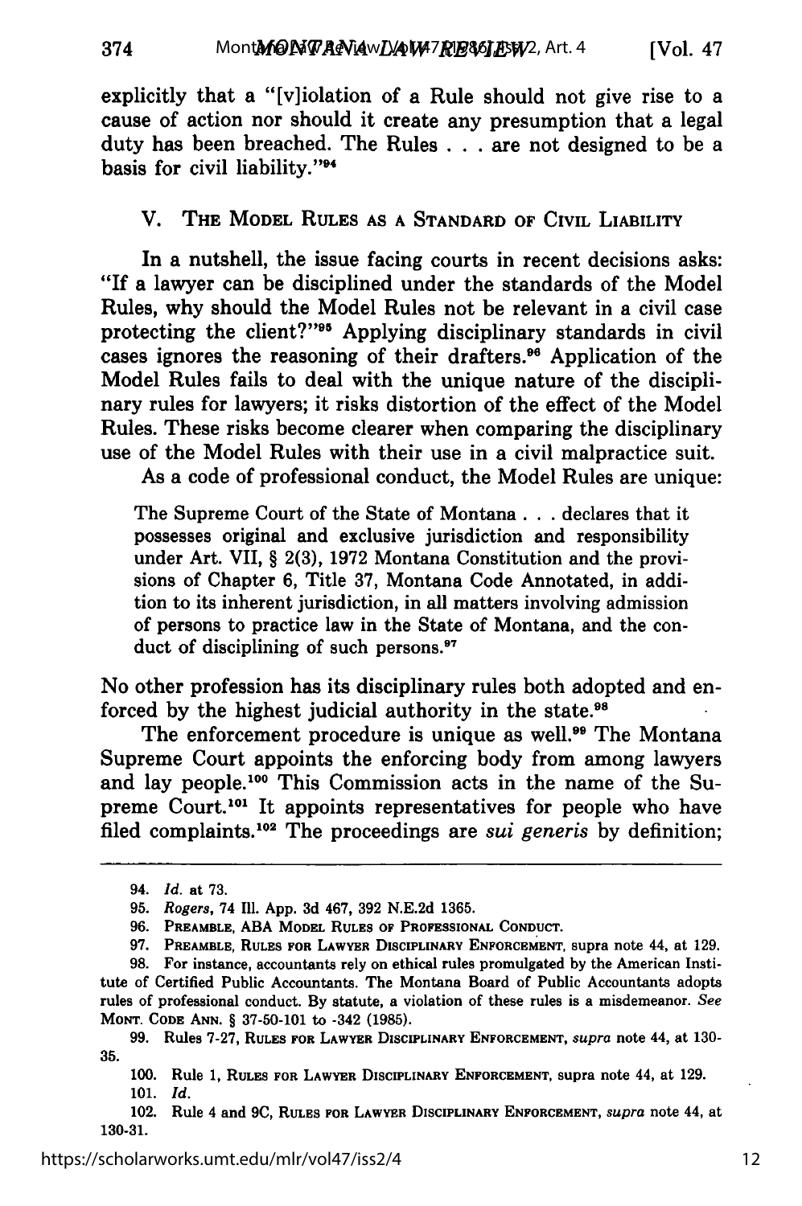explicitly that a "[v]iolation of a Rule should not give rise to a cause of action nor should it create any presumption that a legal duty has been breached. The Rules . . . are not designed to be a basis for civil liability."[94]

## V. The Model Rules as a Standard of Civil Liability

In a nutshell, the issue facing courts in recent decisions asks: "If a lawyer can be disciplined under the standards of the Model Rules, why should the Model Rules not be relevant in a civil case protecting the client?"[95] Applying disciplinary standards in civil cases ignores the reasoning of their drafters.[96] Application of the Model Rules fails to deal with the unique nature of the disciplinary rules for lawyers; it risks distortion of the effect of the Model Rules. These risks become clearer when comparing the disciplinary use of the Model Rules with their use in a civil malpractice suit.

As a code of professional conduct, the Model Rules are unique:

> The Supreme Court of the State of Montana . . . declares that it possesses original and exclusive jurisdiction and responsibility under Art. VII, § 2(3), 1972 Montana Constitution and the provisions of Chapter 6, Title 37, Montana Code Annotated, in addition to its inherent jurisdiction, in all matters involving admission of persons to practice law in the State of Montana, and the conduct of disciplining of such persons.[97]

No other profession has its disciplinary rules both adopted and enforced by the highest judicial authority in the state.[98]

The enforcement procedure is unique as well.[99] The Montana Supreme Court appoints the enforcing body from among lawyers and lay people.[100] This Commission acts in the name of the Supreme Court.[101] It appoints representatives for people who have filed complaints.[102] The proceedings are *sui generis* by definition;

---

94. *Id.* at 73.

95. *Rogers*, 74 Ill. App. 3d 467, 392 N.E.2d 1365.

96. Preamble, ABA Model Rules of Professional Conduct.

97. Preamble, Rules for Lawyer Disciplinary Enforcement, supra note 44, at 129.

98. For instance, accountants rely on ethical rules promulgated by the American Institute of Certified Public Accountants. The Montana Board of Public Accountants adopts rules of professional conduct. By statute, a violation of these rules is a misdemeanor. *See* Mont. Code Ann. § 37-50-101 to -342 (1985).

99. Rules 7-27, Rules for Lawyer Disciplinary Enforcement, *supra* note 44, at 130-35.

100. Rule 1, Rules for Lawyer Disciplinary Enforcement, supra note 44, at 129.

101. *Id.*

102. Rule 4 and 9C, Rules for Lawyer Disciplinary Enforcement, *supra* note 44, at 130-31.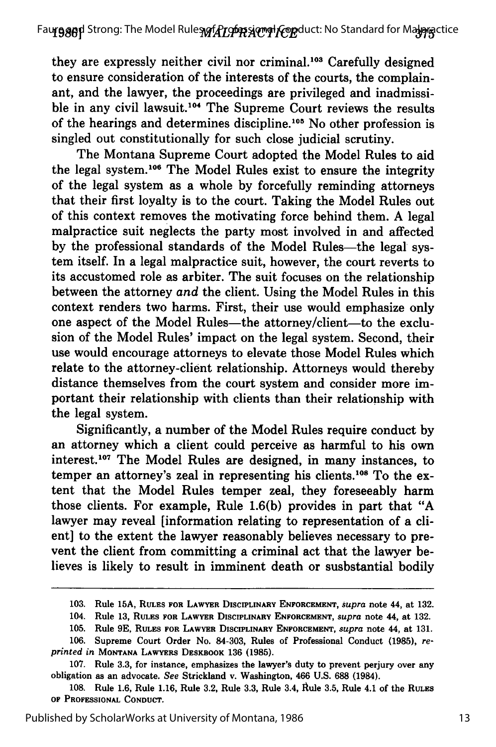they are expressly neither civil nor criminal.[103] Carefully designed to ensure consideration of the interests of the courts, the complainant, and the lawyer, the proceedings are privileged and inadmissible in any civil lawsuit.[104] The Supreme Court reviews the results of the hearings and determines discipline.[105] No other profession is singled out constitutionally for such close judicial scrutiny.

The Montana Supreme Court adopted the Model Rules to aid the legal system.[106] The Model Rules exist to ensure the integrity of the legal system as a whole by forcefully reminding attorneys that their first loyalty is to the court. Taking the Model Rules out of this context removes the motivating force behind them. A legal malpractice suit neglects the party most involved in and affected by the professional standards of the Model Rules—the legal system itself. In a legal malpractice suit, however, the court reverts to its accustomed role as arbiter. The suit focuses on the relationship between the attorney *and* the client. Using the Model Rules in this context renders two harms. First, their use would emphasize only one aspect of the Model Rules—the attorney/client—to the exclusion of the Model Rules' impact on the legal system. Second, their use would encourage attorneys to elevate those Model Rules which relate to the attorney-client relationship. Attorneys would thereby distance themselves from the court system and consider more important their relationship with clients than their relationship with the legal system.

Significantly, a number of the Model Rules require conduct by an attorney which a client could perceive as harmful to his own interest.[107] The Model Rules are designed, in many instances, to temper an attorney's zeal in representing his clients.[108] To the extent that the Model Rules temper zeal, they foreseeably harm those clients. For example, Rule 1.6(b) provides in part that "A lawyer may reveal [information relating to representation of a client] to the extent the lawyer reasonably believes necessary to prevent the client from committing a criminal act that the lawyer believes is likely to result in imminent death or susbstantial bodily

---

103. Rule 15A, Rules for Lawyer Disciplinary Enforcement, *supra* note 44, at 132.

104. Rule 13, Rules for Lawyer Disciplinary Enforcement, *supra* note 44, at 132.

105. Rule 9E, Rules for Lawyer Disciplinary Enforcement, *supra* note 44, at 131.

106. Supreme Court Order No. 84-303, Rules of Professional Conduct (1985), *reprinted in* Montana Lawyers Deskbook 136 (1985).

107. Rule 3.3, for instance, emphasizes the lawyer's duty to prevent perjury over any obligation as an advocate. *See* Strickland v. Washington, 466 U.S. 688 (1984).

108. Rule 1.6, Rule 1.16, Rule 3.2, Rule 3.3, Rule 3.4, Rule 3.5, Rule 4.1 of the Rules of Professional Conduct.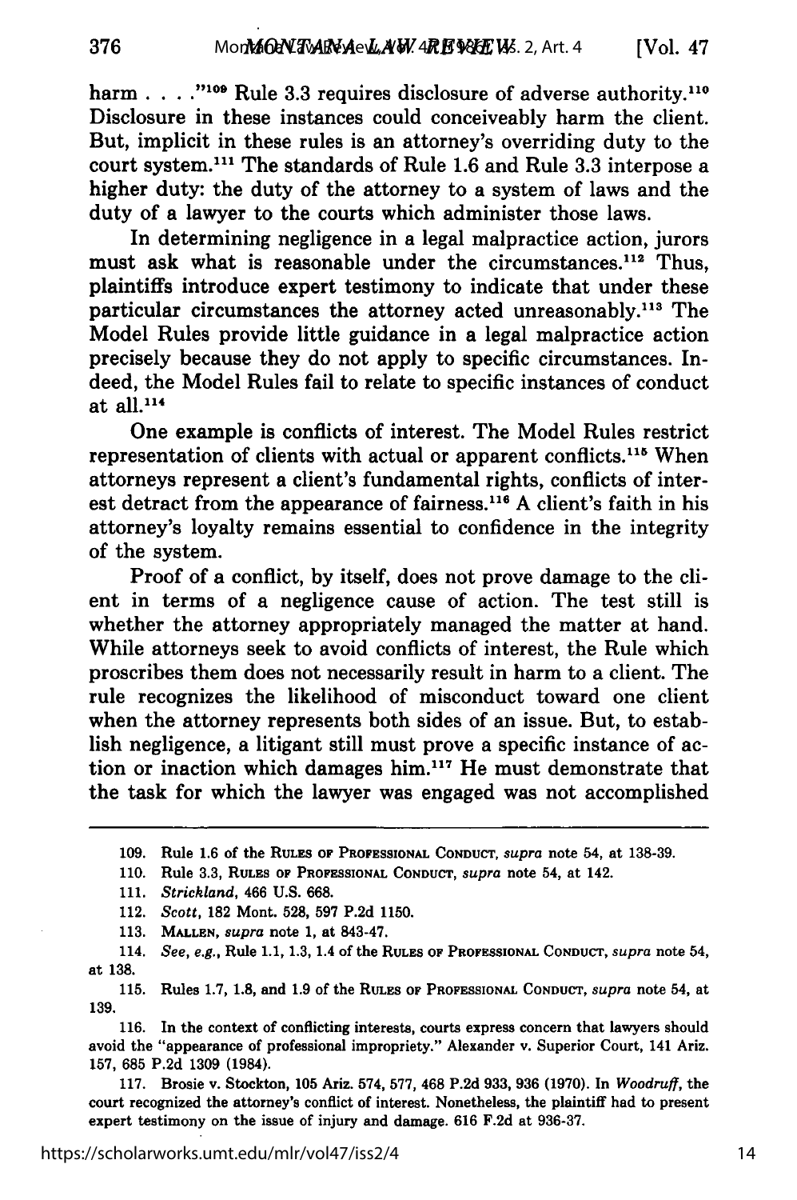harm . . . ."[109] Rule 3.3 requires disclosure of adverse authority.[110] Disclosure in these instances could conceiveably harm the client. But, implicit in these rules is an attorney's overriding duty to the court system.[111] The standards of Rule 1.6 and Rule 3.3 interpose a higher duty: the duty of the attorney to a system of laws and the duty of a lawyer to the courts which administer those laws.

In determining negligence in a legal malpractice action, jurors must ask what is reasonable under the circumstances.[112] Thus, plaintiffs introduce expert testimony to indicate that under these particular circumstances the attorney acted unreasonably.[113] The Model Rules provide little guidance in a legal malpractice action precisely because they do not apply to specific circumstances. Indeed, the Model Rules fail to relate to specific instances of conduct at all.[114]

One example is conflicts of interest. The Model Rules restrict representation of clients with actual or apparent conflicts.[115] When attorneys represent a client's fundamental rights, conflicts of interest detract from the appearance of fairness.[116] A client's faith in his attorney's loyalty remains essential to confidence in the integrity of the system.

Proof of a conflict, by itself, does not prove damage to the client in terms of a negligence cause of action. The test still is whether the attorney appropriately managed the matter at hand. While attorneys seek to avoid conflicts of interest, the Rule which proscribes them does not necessarily result in harm to a client. The rule recognizes the likelihood of misconduct toward one client when the attorney represents both sides of an issue. But, to establish negligence, a litigant still must prove a specific instance of action or inaction which damages him.[117] He must demonstrate that the task for which the lawyer was engaged was not accomplished

109. Rule 1.6 of the RULES OF PROFESSIONAL CONDUCT, *supra* note 54, at 138-39.

110. Rule 3.3, RULES OF PROFESSIONAL CONDUCT, *supra* note 54, at 142.

111. *Strickland*, 466 U.S. 668.

112. *Scott*, 182 Mont. 528, 597 P.2d 1150.

113. MALLEN, *supra* note 1, at 843-47.

114. *See, e.g.*, Rule 1.1, 1.3, 1.4 of the RULES OF PROFESSIONAL CONDUCT, *supra* note 54, at 138.

115. Rules 1.7, 1.8, and 1.9 of the RULES OF PROFESSIONAL CONDUCT, *supra* note 54, at 139.

116. In the context of conflicting interests, courts express concern that lawyers should avoid the "appearance of professional impropriety." Alexander v. Superior Court, 141 Ariz. 157, 685 P.2d 1309 (1984).

117. Brosie v. Stockton, 105 Ariz. 574, 577, 468 P.2d 933, 936 (1970). In *Woodruff*, the court recognized the attorney's conflict of interest. Nonetheless, the plaintiff had to present expert testimony on the issue of injury and damage. 616 F.2d at 936-37.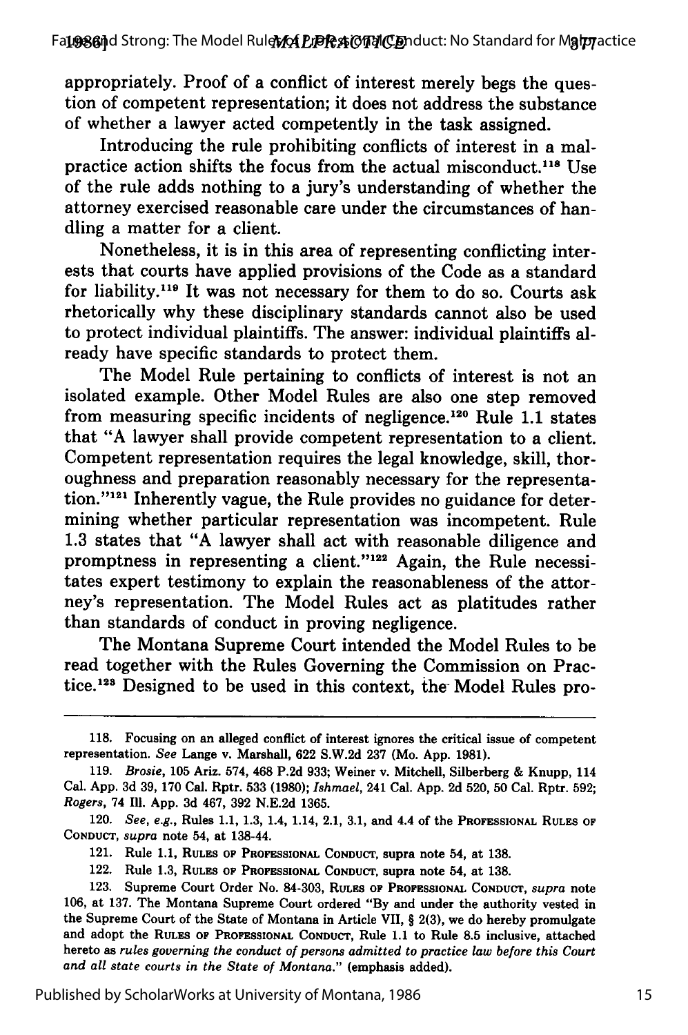appropriately. Proof of a conflict of interest merely begs the question of competent representation; it does not address the substance of whether a lawyer acted competently in the task assigned.

Introducing the rule prohibiting conflicts of interest in a malpractice action shifts the focus from the actual misconduct.[118] Use of the rule adds nothing to a jury's understanding of whether the attorney exercised reasonable care under the circumstances of handling a matter for a client.

Nonetheless, it is in this area of representing conflicting interests that courts have applied provisions of the Code as a standard for liability.[119] It was not necessary for them to do so. Courts ask rhetorically why these disciplinary standards cannot also be used to protect individual plaintiffs. The answer: individual plaintiffs already have specific standards to protect them.

The Model Rule pertaining to conflicts of interest is not an isolated example. Other Model Rules are also one step removed from measuring specific incidents of negligence.[120] Rule 1.1 states that "A lawyer shall provide competent representation to a client. Competent representation requires the legal knowledge, skill, thoroughness and preparation reasonably necessary for the representation."[121] Inherently vague, the Rule provides no guidance for determining whether particular representation was incompetent. Rule 1.3 states that "A lawyer shall act with reasonable diligence and promptness in representing a client."[122] Again, the Rule necessitates expert testimony to explain the reasonableness of the attorney's representation. The Model Rules act as platitudes rather than standards of conduct in proving negligence.

The Montana Supreme Court intended the Model Rules to be read together with the Rules Governing the Commission on Practice.[123] Designed to be used in this context, the Model Rules pro-

---

118. Focusing on an alleged conflict of interest ignores the critical issue of competent representation. *See* Lange v. Marshall, 622 S.W.2d 237 (Mo. App. 1981).

119. *Brosie*, 105 Ariz. 574, 468 P.2d 933; Weiner v. Mitchell, Silberberg & Knupp, 114 Cal. App. 3d 39, 170 Cal. Rptr. 533 (1980); *Ishmael*, 241 Cal. App. 2d 520, 50 Cal. Rptr. 592; *Rogers*, 74 Ill. App. 3d 467, 392 N.E.2d 1365.

120. *See, e.g.*, Rules 1.1, 1.3, 1.4, 1.14, 2.1, 3.1, and 4.4 of the PROFESSIONAL RULES OF CONDUCT, *supra* note 54, at 138-44.

121. Rule 1.1, RULES OF PROFESSIONAL CONDUCT, supra note 54, at 138.

122. Rule 1.3, RULES OF PROFESSIONAL CONDUCT, supra note 54, at 138.

123. Supreme Court Order No. 84-303, RULES OF PROFESSIONAL CONDUCT, *supra* note 106, at 137. The Montana Supreme Court ordered "By and under the authority vested in the Supreme Court of the State of Montana in Article VII, § 2(3), we do hereby promulgate and adopt the RULES OF PROFESSIONAL CONDUCT, Rule 1.1 to Rule 8.5 inclusive, attached hereto as *rules governing the conduct of persons admitted to practice law before this Court and all state courts in the State of Montana.*" (emphasis added).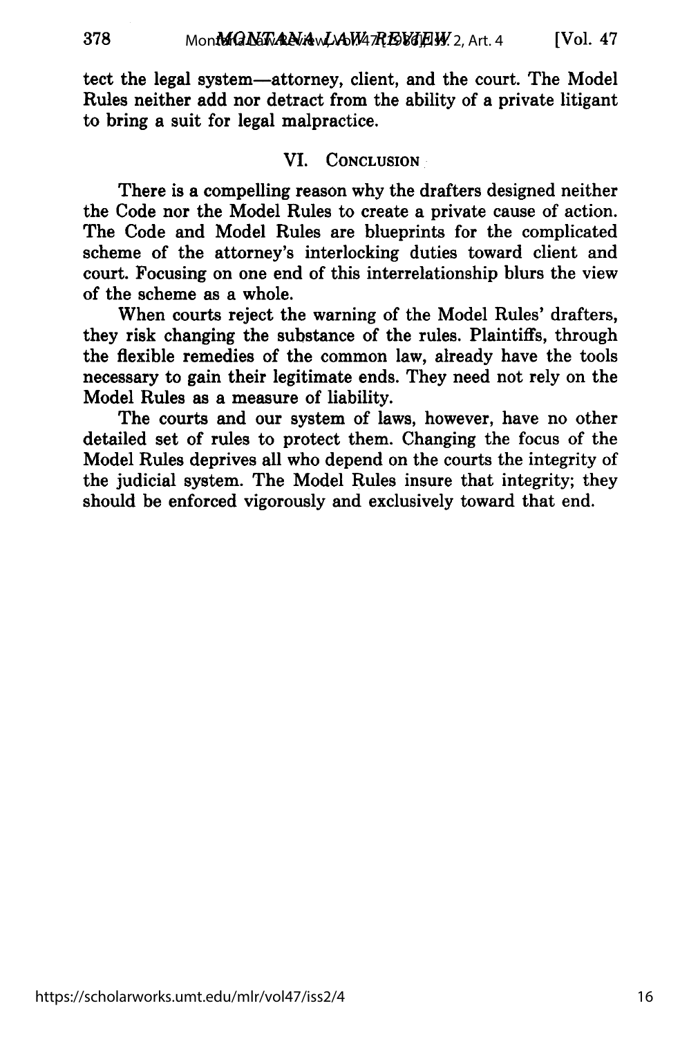tect the legal system—attorney, client, and the court. The Model Rules neither add nor detract from the ability of a private litigant to bring a suit for legal malpractice.

## VI. Conclusion

There is a compelling reason why the drafters designed neither the Code nor the Model Rules to create a private cause of action. The Code and Model Rules are blueprints for the complicated scheme of the attorney's interlocking duties toward client and court. Focusing on one end of this interrelationship blurs the view of the scheme as a whole.

When courts reject the warning of the Model Rules' drafters, they risk changing the substance of the rules. Plaintiffs, through the flexible remedies of the common law, already have the tools necessary to gain their legitimate ends. They need not rely on the Model Rules as a measure of liability.

The courts and our system of laws, however, have no other detailed set of rules to protect them. Changing the focus of the Model Rules deprives all who depend on the courts the integrity of the judicial system. The Model Rules insure that integrity; they should be enforced vigorously and exclusively toward that end.